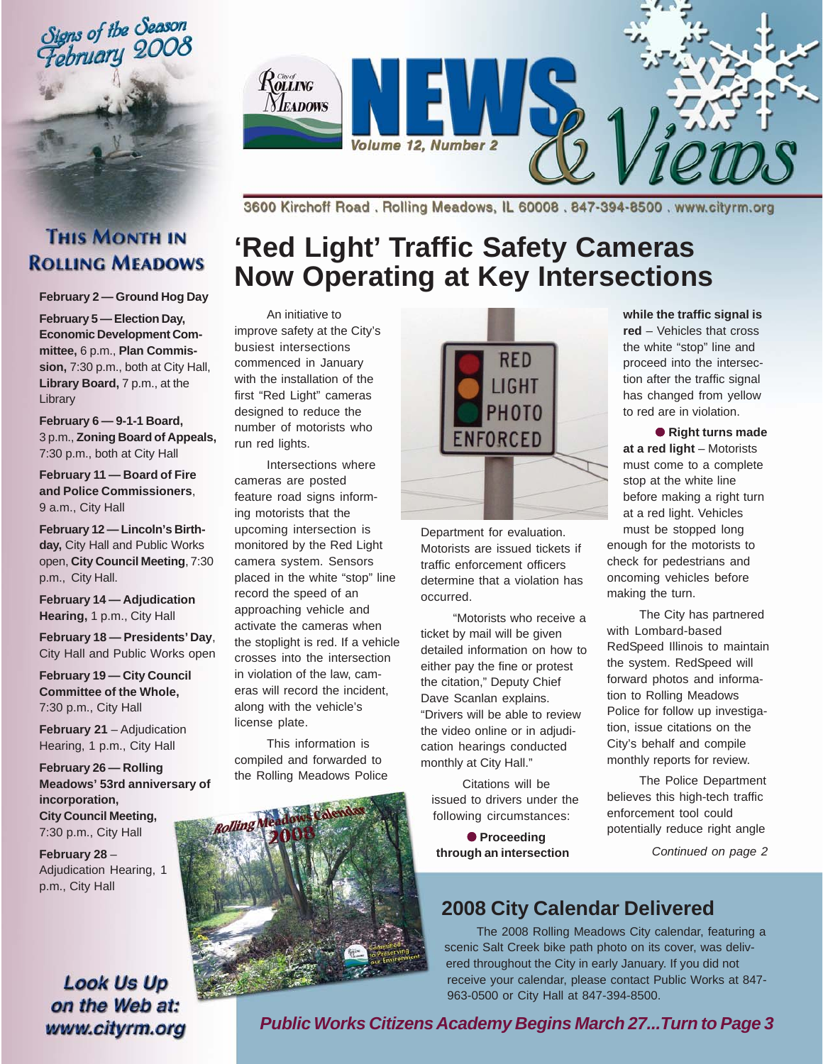Signs of the Season
February 2008

# City of Rolling Meadows NEWS & Views

Volume 12, Number 2

3600 Kirchoff Road . Rolling Meadows, IL 60008 . 847-394-8500 . www.cityrm.org

## This Month in Rolling Meadows

**February 2 — Ground Hog Day**

**February 5 — Election Day, Economic Development Committee,** 6 p.m., **Plan Commission,** 7:30 p.m., both at City Hall, **Library Board,** 7 p.m., at the Library

**February 6 — 9-1-1 Board,** 3 p.m., **Zoning Board of Appeals,** 7:30 p.m., both at City Hall

**February 11 — Board of Fire and Police Commissioners**, 9 a.m., City Hall

**February 12 — Lincoln's Birthday,** City Hall and Public Works open, **City Council Meeting**, 7:30 p.m., City Hall.

**February 14 — Adjudication Hearing,** 1 p.m., City Hall

**February 18 — Presidents' Day**, City Hall and Public Works open

**February 19 — City Council Committee of the Whole,** 7:30 p.m., City Hall

**February 21** – Adjudication Hearing, 1 p.m., City Hall

**February 26 — Rolling Meadows' 53rd anniversary of incorporation, City Council Meeting,** 7:30 p.m., City Hall

**February 28** – Adjudication Hearing, 1 p.m., City Hall

*Look Us Up on the Web at: www.cityrm.org*

# 'Red Light' Traffic Safety Cameras Now Operating at Key Intersections

An initiative to improve safety at the City's busiest intersections commenced in January with the installation of the first "Red Light" cameras designed to reduce the number of motorists who run red lights.

Intersections where cameras are posted feature road signs informing motorists that the upcoming intersection is monitored by the Red Light camera system. Sensors placed in the white "stop" line record the speed of an approaching vehicle and activate the cameras when the stoplight is red. If a vehicle crosses into the intersection in violation of the law, cameras will record the incident, along with the vehicle's license plate.

This information is compiled and forwarded to the Rolling Meadows Police Department for evaluation. Motorists are issued tickets if traffic enforcement officers determine that a violation has occurred.

"Motorists who receive a ticket by mail will be given detailed information on how to either pay the fine or protest the citation," Deputy Chief Dave Scanlan explains. "Drivers will be able to review the video online or in adjudication hearings conducted monthly at City Hall."

Citations will be issued to drivers under the following circumstances:

- **Proceeding through an intersection while the traffic signal is red** – Vehicles that cross the white "stop" line and proceed into the intersection after the traffic signal has changed from yellow to red are in violation.
- **Right turns made at a red light** – Motorists must come to a complete stop at the white line before making a right turn at a red light. Vehicles must be stopped long enough for the motorists to check for pedestrians and oncoming vehicles before making the turn.

The City has partnered with Lombard-based RedSpeed Illinois to maintain the system. RedSpeed will forward photos and information to Rolling Meadows Police for follow up investigation, issue citations on the City's behalf and compile monthly reports for review.

The Police Department believes this high-tech traffic enforcement tool could potentially reduce right angle

*Continued on page 2*

## 2008 City Calendar Delivered

The 2008 Rolling Meadows City calendar, featuring a scenic Salt Creek bike path photo on its cover, was delivered throughout the City in early January. If you did not receive your calendar, please contact Public Works at 847-963-0500 or City Hall at 847-394-8500.

***Public Works Citizens Academy Begins March 27...Turn to Page 3***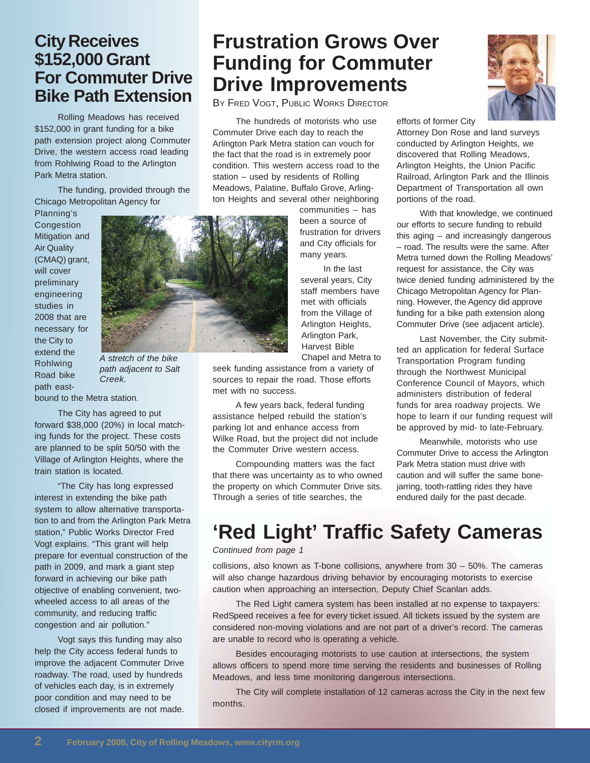## City Receives $152,000 Grant For Commuter Drive Bike Path Extension

Rolling Meadows has received $152,000 in grant funding for a bike path extension project along Commuter Drive, the western access road leading from Rohlwing Road to the Arlington Park Metra station.

The funding, provided through the Chicago Metropolitan Agency for Planning's Congestion Mitigation and Air Quality (CMAQ) grant, will cover preliminary engineering studies in 2008 that are necessary for the City to extend the Rohlwing Road bike path eastbound to the Metra station.

*A stretch of the bike path adjacent to Salt Creek.*

The City has agreed to put forward $38,000 (20%) in local matching funds for the project. These costs are planned to be split 50/50 with the Village of Arlington Heights, where the train station is located.

"The City has long expressed interest in extending the bike path system to allow alternative transportation to and from the Arlington Park Metra station," Public Works Director Fred Vogt explains. "This grant will help prepare for eventual construction of the path in 2009, and mark a giant step forward in achieving our bike path objective of enabling convenient, two-wheeled access to all areas of the community, and reducing traffic congestion and air pollution."

Vogt says this funding may also help the City access federal funds to improve the adjacent Commuter Drive roadway. The road, used by hundreds of vehicles each day, is in extremely poor condition and may need to be closed if improvements are not made.

# Frustration Grows Over Funding for Commuter Drive Improvements

By Fred Vogt, Public Works Director

The hundreds of motorists who use Commuter Drive each day to reach the Arlington Park Metra station can vouch for the fact that the road is in extremely poor condition. This western access road to the station – used by residents of Rolling Meadows, Palatine, Buffalo Grove, Arlington Heights and several other neighboring communities – has been a source of frustration for drivers and City officials for many years.

In the last several years, City staff members have met with officials from the Village of Arlington Heights, Arlington Park, Harvest Bible Chapel and Metra to seek funding assistance from a variety of sources to repair the road. Those efforts met with no success.

A few years back, federal funding assistance helped rebuild the station's parking lot and enhance access from Wilke Road, but the project did not include the Commuter Drive western access.

Compounding matters was the fact that there was uncertainty as to who owned the property on which Commuter Drive sits. Through a series of title searches, the efforts of former City Attorney Don Rose and land surveys conducted by Arlington Heights, we discovered that Rolling Meadows, Arlington Heights, the Union Pacific Railroad, Arlington Park and the Illinois Department of Transportation all own portions of the road.

With that knowledge, we continued our efforts to secure funding to rebuild this aging – and increasingly dangerous – road. The results were the same. After Metra turned down the Rolling Meadows' request for assistance, the City was twice denied funding administered by the Chicago Metropolitan Agency for Planning. However, the Agency did approve funding for a bike path extension along Commuter Drive (see adjacent article).

Last November, the City submitted an application for federal Surface Transportation Program funding through the Northwest Municipal Conference Council of Mayors, which administers distribution of federal funds for area roadway projects. We hope to learn if our funding request will be approved by mid- to late-February.

Meanwhile, motorists who use Commuter Drive to access the Arlington Park Metra station must drive with caution and will suffer the same bone-jarring, tooth-rattling rides they have endured daily for the past decade.

# 'Red Light' Traffic Safety Cameras

*Continued from page 1*

collisions, also known as T-bone collisions, anywhere from 30 – 50%. The cameras will also change hazardous driving behavior by encouraging motorists to exercise caution when approaching an intersection, Deputy Chief Scanlan adds.

The Red Light camera system has been installed at no expense to taxpayers: RedSpeed receives a fee for every ticket issued. All tickets issued by the system are considered non-moving violations and are not part of a driver's record. The cameras are unable to record who is operating a vehicle.

Besides encouraging motorists to use caution at intersections, the system allows officers to spend more time serving the residents and businesses of Rolling Meadows, and less time monitoring dangerous intersections.

The City will complete installation of 12 cameras across the City in the next few months.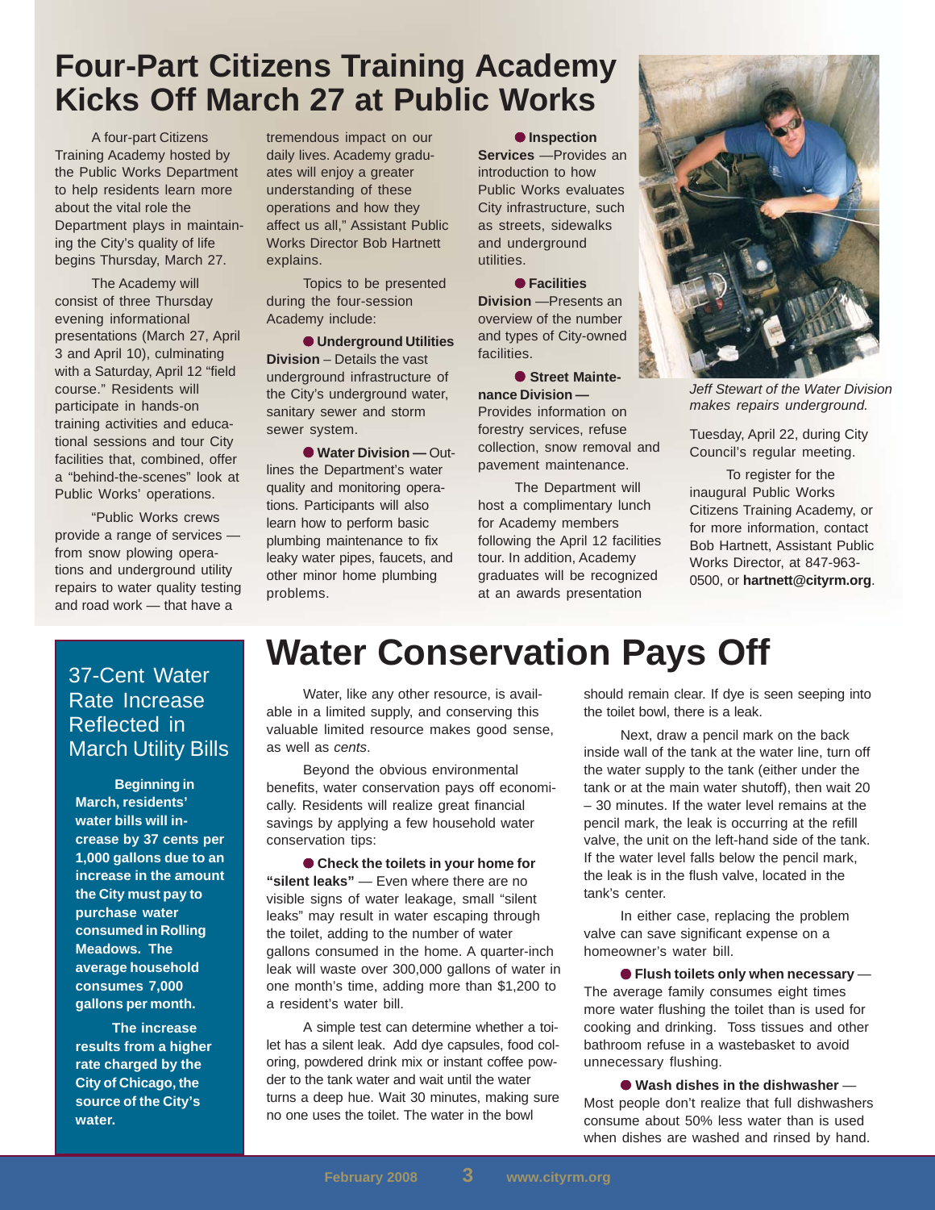# Four-Part Citizens Training Academy Kicks Off March 27 at Public Works

A four-part Citizens Training Academy hosted by the Public Works Department to help residents learn more about the vital role the Department plays in maintaining the City's quality of life begins Thursday, March 27.

The Academy will consist of three Thursday evening informational presentations (March 27, April 3 and April 10), culminating with a Saturday, April 12 "field course." Residents will participate in hands-on training activities and educational sessions and tour City facilities that, combined, offer a "behind-the-scenes" look at Public Works' operations.

"Public Works crews provide a range of services — from snow plowing operations and underground utility repairs to water quality testing and road work — that have a tremendous impact on our daily lives. Academy graduates will enjoy a greater understanding of these operations and how they affect us all," Assistant Public Works Director Bob Hartnett explains.

Topics to be presented during the four-session Academy include:

- **Underground Utilities Division** – Details the vast underground infrastructure of the City's underground water, sanitary sewer and storm sewer system.
- **Water Division —** Outlines the Department's water quality and monitoring operations. Participants will also learn how to perform basic plumbing maintenance to fix leaky water pipes, faucets, and other minor home plumbing problems.
- **Inspection Services** —Provides an introduction to how Public Works evaluates City infrastructure, such as streets, sidewalks and underground utilities.
- **Facilities Division** —Presents an overview of the number and types of City-owned facilities.
- **Street Maintenance Division —** Provides information on forestry services, refuse collection, snow removal and pavement maintenance.

The Department will host a complimentary lunch for Academy members following the April 12 facilities tour. In addition, Academy graduates will be recognized at an awards presentation Tuesday, April 22, during City Council's regular meeting.

*Jeff Stewart of the Water Division makes repairs underground.*

To register for the inaugural Public Works Citizens Training Academy, or for more information, contact Bob Hartnett, Assistant Public Works Director, at 847-963-0500, or **hartnett@cityrm.org**.

## 37-Cent Water Rate Increase Reflected in March Utility Bills

**Beginning in March, residents' water bills will increase by 37 cents per 1,000 gallons due to an increase in the amount the City must pay to purchase water consumed in Rolling Meadows. The average household consumes 7,000 gallons per month.**

**The increase results from a higher rate charged by the City of Chicago, the source of the City's water.**

# Water Conservation Pays Off

Water, like any other resource, is available in a limited supply, and conserving this valuable limited resource makes good sense, as well as *cents*.

Beyond the obvious environmental benefits, water conservation pays off economically. Residents will realize great financial savings by applying a few household water conservation tips:

- **Check the toilets in your home for "silent leaks"** — Even where there are no visible signs of water leakage, small "silent leaks" may result in water escaping through the toilet, adding to the number of water gallons consumed in the home. A quarter-inch leak will waste over 300,000 gallons of water in one month's time, adding more than $1,200 to a resident's water bill.

A simple test can determine whether a toilet has a silent leak. Add dye capsules, food coloring, powdered drink mix or instant coffee powder to the tank water and wait until the water turns a deep hue. Wait 30 minutes, making sure no one uses the toilet. The water in the bowl should remain clear. If dye is seen seeping into the toilet bowl, there is a leak.

Next, draw a pencil mark on the back inside wall of the tank at the water line, turn off the water supply to the tank (either under the tank or at the main water shutoff), then wait 20 – 30 minutes. If the water level remains at the pencil mark, the leak is occurring at the refill valve, the unit on the left-hand side of the tank. If the water level falls below the pencil mark, the leak is in the flush valve, located in the tank's center.

In either case, replacing the problem valve can save significant expense on a homeowner's water bill.

- **Flush toilets only when necessary** — The average family consumes eight times more water flushing the toilet than is used for cooking and drinking. Toss tissues and other bathroom refuse in a wastebasket to avoid unnecessary flushing.
- **Wash dishes in the dishwasher** — Most people don't realize that full dishwashers consume about 50% less water than is used when dishes are washed and rinsed by hand.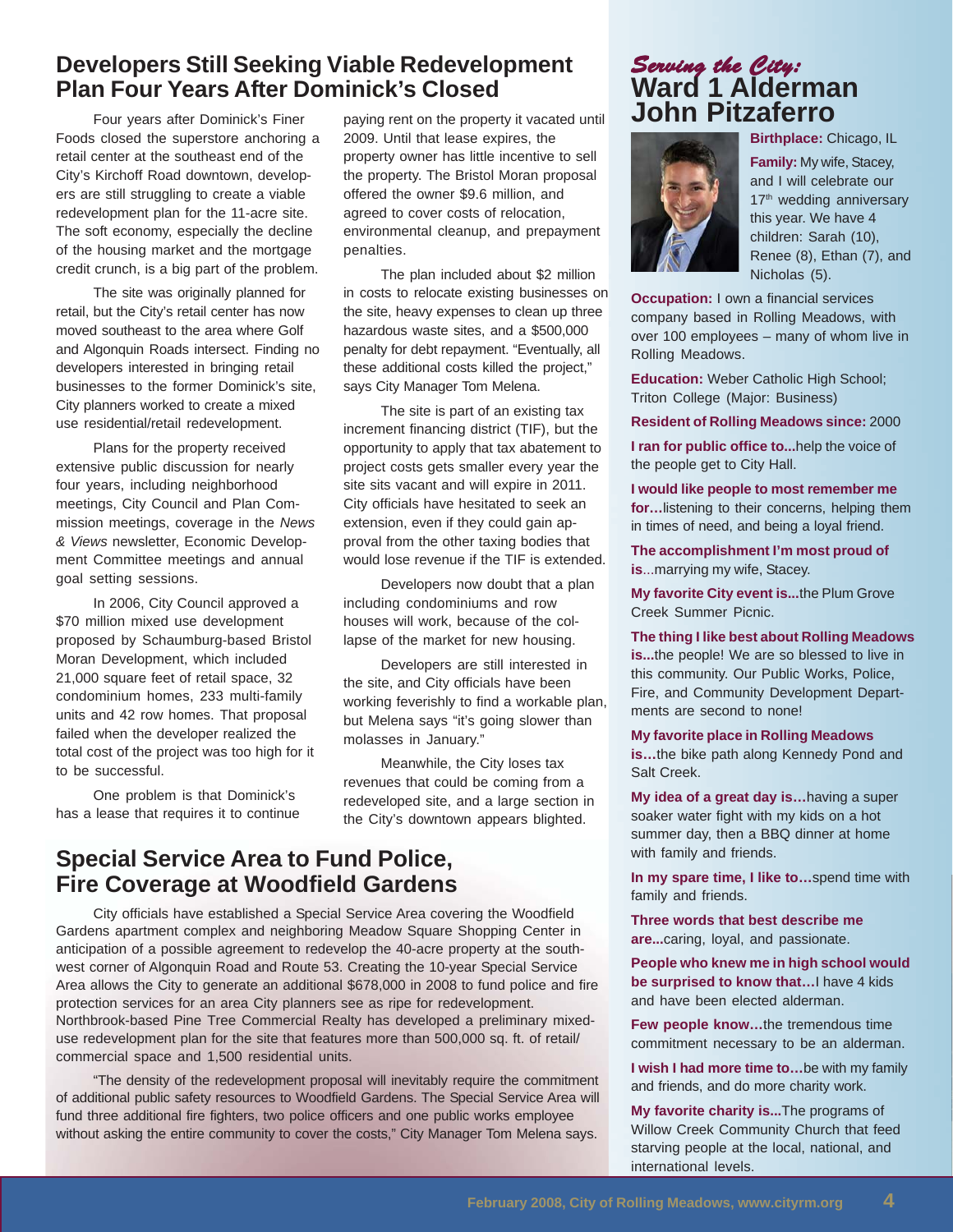## Developers Still Seeking Viable Redevelopment Plan Four Years After Dominick's Closed

Four years after Dominick's Finer Foods closed the superstore anchoring a retail center at the southeast end of the City's Kirchoff Road downtown, developers are still struggling to create a viable redevelopment plan for the 11-acre site. The soft economy, especially the decline of the housing market and the mortgage credit crunch, is a big part of the problem.

The site was originally planned for retail, but the City's retail center has now moved southeast to the area where Golf and Algonquin Roads intersect. Finding no developers interested in bringing retail businesses to the former Dominick's site, City planners worked to create a mixed use residential/retail redevelopment.

Plans for the property received extensive public discussion for nearly four years, including neighborhood meetings, City Council and Plan Commission meetings, coverage in the *News & Views* newsletter, Economic Development Committee meetings and annual goal setting sessions.

In 2006, City Council approved a $70 million mixed use development proposed by Schaumburg-based Bristol Moran Development, which included 21,000 square feet of retail space, 32 condominium homes, 233 multi-family units and 42 row homes. That proposal failed when the developer realized the total cost of the project was too high for it to be successful.

One problem is that Dominick's has a lease that requires it to continue paying rent on the property it vacated until 2009. Until that lease expires, the property owner has little incentive to sell the property. The Bristol Moran proposal offered the owner $9.6 million, and agreed to cover costs of relocation, environmental cleanup, and prepayment penalties.

The plan included about $2 million in costs to relocate existing businesses on the site, heavy expenses to clean up three hazardous waste sites, and a $500,000 penalty for debt repayment. "Eventually, all these additional costs killed the project," says City Manager Tom Melena.

The site is part of an existing tax increment financing district (TIF), but the opportunity to apply that tax abatement to project costs gets smaller every year the site sits vacant and will expire in 2011. City officials have hesitated to seek an extension, even if they could gain approval from the other taxing bodies that would lose revenue if the TIF is extended.

Developers now doubt that a plan including condominiums and row houses will work, because of the collapse of the market for new housing.

Developers are still interested in the site, and City officials have been working feverishly to find a workable plan, but Melena says "it's going slower than molasses in January."

Meanwhile, the City loses tax revenues that could be coming from a redeveloped site, and a large section in the City's downtown appears blighted.

## Special Service Area to Fund Police, Fire Coverage at Woodfield Gardens

City officials have established a Special Service Area covering the Woodfield Gardens apartment complex and neighboring Meadow Square Shopping Center in anticipation of a possible agreement to redevelop the 40-acre property at the southwest corner of Algonquin Road and Route 53. Creating the 10-year Special Service Area allows the City to generate an additional $678,000 in 2008 to fund police and fire protection services for an area City planners see as ripe for redevelopment. Northbrook-based Pine Tree Commercial Realty has developed a preliminary mixed-use redevelopment plan for the site that features more than 500,000 sq. ft. of retail/commercial space and 1,500 residential units.

"The density of the redevelopment proposal will inevitably require the commitment of additional public safety resources to Woodfield Gardens. The Special Service Area will fund three additional fire fighters, two police officers and one public works employee without asking the entire community to cover the costs," City Manager Tom Melena says.

## *Serving the City:* Ward 1 Alderman John Pitzaferro

**Birthplace:** Chicago, IL

**Family:** My wife, Stacey, and I will celebrate our 17th wedding anniversary this year. We have 4 children: Sarah (10), Renee (8), Ethan (7), and Nicholas (5).

**Occupation:** I own a financial services company based in Rolling Meadows, with over 100 employees – many of whom live in Rolling Meadows.

**Education:** Weber Catholic High School; Triton College (Major: Business)

**Resident of Rolling Meadows since:** 2000

**I ran for public office to...**help the voice of the people get to City Hall.

**I would like people to most remember me for…**listening to their concerns, helping them in times of need, and being a loyal friend.

**The accomplishment I'm most proud of is**...marrying my wife, Stacey.

**My favorite City event is...**the Plum Grove Creek Summer Picnic.

**The thing I like best about Rolling Meadows is...**the people! We are so blessed to live in this community. Our Public Works, Police, Fire, and Community Development Departments are second to none!

**My favorite place in Rolling Meadows is…**the bike path along Kennedy Pond and Salt Creek.

**My idea of a great day is…**having a super soaker water fight with my kids on a hot summer day, then a BBQ dinner at home with family and friends.

**In my spare time, I like to…**spend time with family and friends.

**Three words that best describe me are...**caring, loyal, and passionate.

**People who knew me in high school would be surprised to know that…**I have 4 kids and have been elected alderman.

**Few people know…**the tremendous time commitment necessary to be an alderman.

**I wish I had more time to…**be with my family and friends, and do more charity work.

**My favorite charity is...**The programs of Willow Creek Community Church that feed starving people at the local, national, and international levels.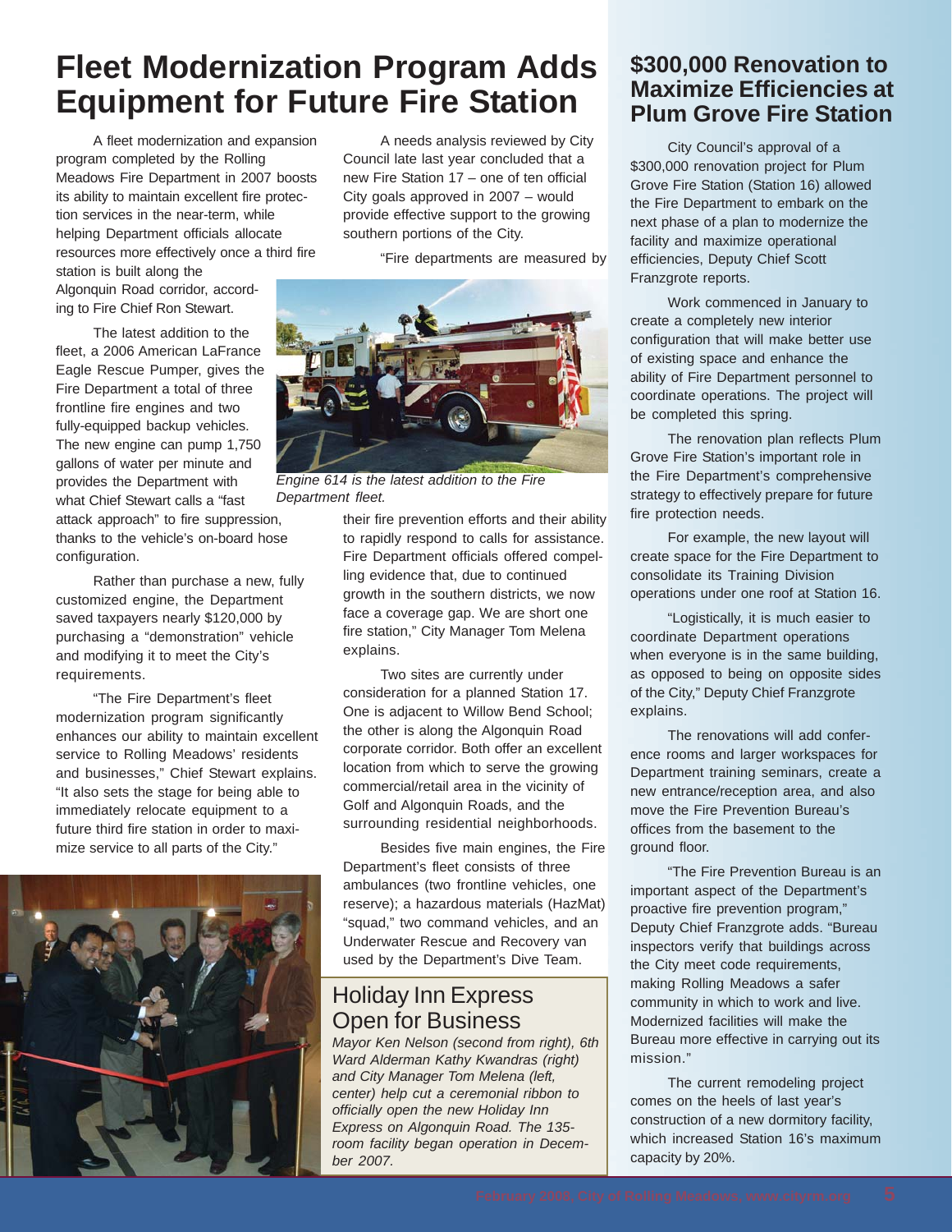# Fleet Modernization Program Adds Equipment for Future Fire Station

A fleet modernization and expansion program completed by the Rolling Meadows Fire Department in 2007 boosts its ability to maintain excellent fire protection services in the near-term, while helping Department officials allocate resources more effectively once a third fire station is built along the Algonquin Road corridor, according to Fire Chief Ron Stewart.

The latest addition to the fleet, a 2006 American LaFrance Eagle Rescue Pumper, gives the Fire Department a total of three frontline fire engines and two fully-equipped backup vehicles. The new engine can pump 1,750 gallons of water per minute and provides the Department with what Chief Stewart calls a "fast attack approach" to fire suppression, thanks to the vehicle's on-board hose configuration.

Rather than purchase a new, fully customized engine, the Department saved taxpayers nearly $120,000 by purchasing a "demonstration" vehicle and modifying it to meet the City's requirements.

"The Fire Department's fleet modernization program significantly enhances our ability to maintain excellent service to Rolling Meadows' residents and businesses," Chief Stewart explains. "It also sets the stage for being able to immediately relocate equipment to a future third fire station in order to maximize service to all parts of the City."

A needs analysis reviewed by City Council late last year concluded that a new Fire Station 17 – one of ten official City goals approved in 2007 – would provide effective support to the growing southern portions of the City.

"Fire departments are measured by their fire prevention efforts and their ability to rapidly respond to calls for assistance. Fire Department officials offered compelling evidence that, due to continued growth in the southern districts, we now face a coverage gap. We are short one fire station," City Manager Tom Melena explains.

*Engine 614 is the latest addition to the Fire Department fleet.*

Two sites are currently under consideration for a planned Station 17. One is adjacent to Willow Bend School; the other is along the Algonquin Road corporate corridor. Both offer an excellent location from which to serve the growing commercial/retail area in the vicinity of Golf and Algonquin Roads, and the surrounding residential neighborhoods.

Besides five main engines, the Fire Department's fleet consists of three ambulances (two frontline vehicles, one reserve); a hazardous materials (HazMat) "squad," two command vehicles, and an Underwater Rescue and Recovery van used by the Department's Dive Team.

## Holiday Inn Express Open for Business

*Mayor Ken Nelson (second from right), 6th Ward Alderman Kathy Kwandras (right) and City Manager Tom Melena (left, center) help cut a ceremonial ribbon to officially open the new Holiday Inn Express on Algonquin Road. The 135-room facility began operation in December 2007.*

## $300,000 Renovation to Maximize Efficiencies at Plum Grove Fire Station

City Council's approval of a $300,000 renovation project for Plum Grove Fire Station (Station 16) allowed the Fire Department to embark on the next phase of a plan to modernize the facility and maximize operational efficiencies, Deputy Chief Scott Franzgrote reports.

Work commenced in January to create a completely new interior configuration that will make better use of existing space and enhance the ability of Fire Department personnel to coordinate operations. The project will be completed this spring.

The renovation plan reflects Plum Grove Fire Station's important role in the Fire Department's comprehensive strategy to effectively prepare for future fire protection needs.

For example, the new layout will create space for the Fire Department to consolidate its Training Division operations under one roof at Station 16.

"Logistically, it is much easier to coordinate Department operations when everyone is in the same building, as opposed to being on opposite sides of the City," Deputy Chief Franzgrote explains.

The renovations will add conference rooms and larger workspaces for Department training seminars, create a new entrance/reception area, and also move the Fire Prevention Bureau's offices from the basement to the ground floor.

"The Fire Prevention Bureau is an important aspect of the Department's proactive fire prevention program," Deputy Chief Franzgrote adds. "Bureau inspectors verify that buildings across the City meet code requirements, making Rolling Meadows a safer community in which to work and live. Modernized facilities will make the Bureau more effective in carrying out its mission."

The current remodeling project comes on the heels of last year's construction of a new dormitory facility, which increased Station 16's maximum capacity by 20%.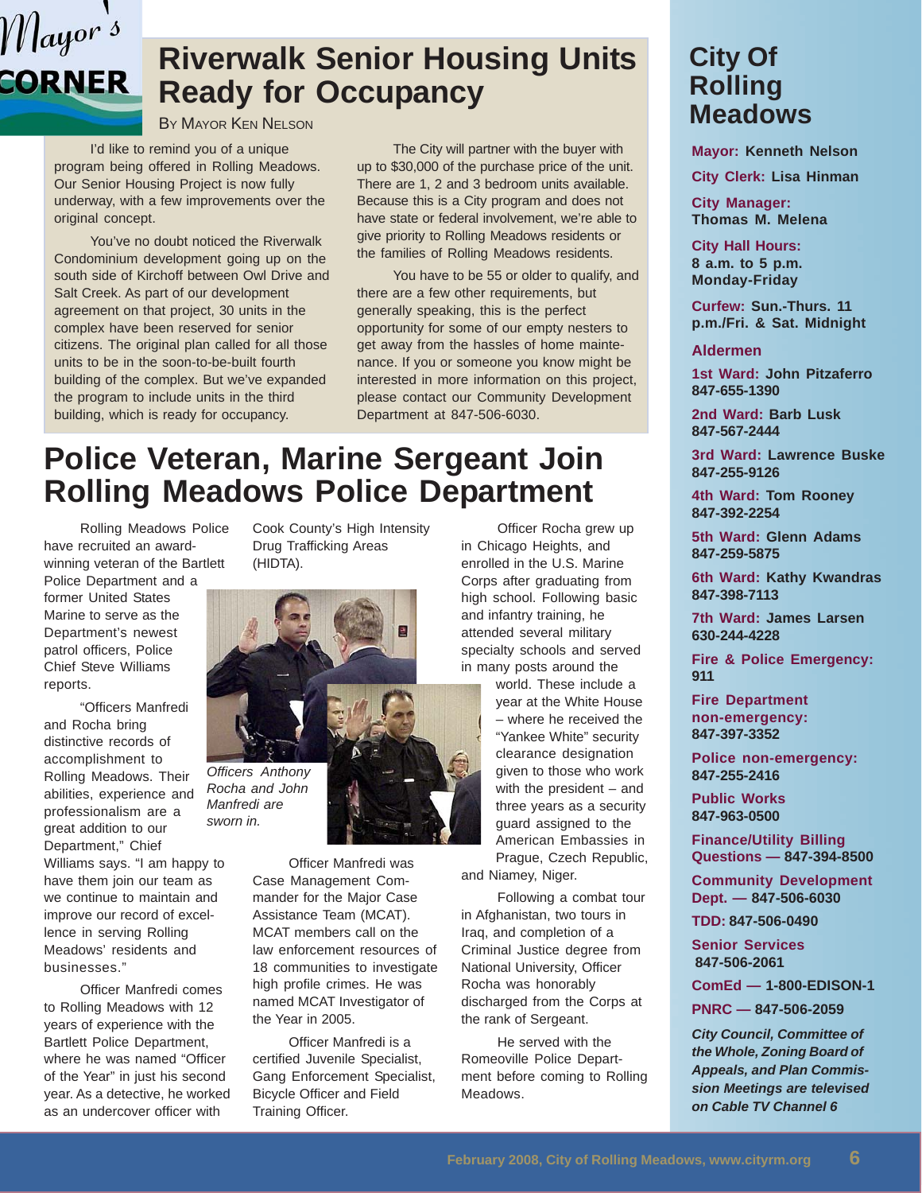Mayor's CORNER

# Riverwalk Senior Housing Units Ready for Occupancy

BY MAYOR KEN NELSON

I'd like to remind you of a unique program being offered in Rolling Meadows. Our Senior Housing Project is now fully underway, with a few improvements over the original concept.

You've no doubt noticed the Riverwalk Condominium development going up on the south side of Kirchoff between Owl Drive and Salt Creek. As part of our development agreement on that project, 30 units in the complex have been reserved for senior citizens. The original plan called for all those units to be in the soon-to-be-built fourth building of the complex. But we've expanded the program to include units in the third building, which is ready for occupancy.

The City will partner with the buyer with up to $30,000 of the purchase price of the unit. There are 1, 2 and 3 bedroom units available. Because this is a City program and does not have state or federal involvement, we're able to give priority to Rolling Meadows residents or the families of Rolling Meadows residents.

You have to be 55 or older to qualify, and there are a few other requirements, but generally speaking, this is the perfect opportunity for some of our empty nesters to get away from the hassles of home maintenance. If you or someone you know might be interested in more information on this project, please contact our Community Development Department at 847-506-6030.

# Police Veteran, Marine Sergeant Join Rolling Meadows Police Department

Rolling Meadows Police have recruited an award-winning veteran of the Bartlett Police Department and a former United States Marine to serve as the Department's newest patrol officers, Police Chief Steve Williams reports.

"Officers Manfredi and Rocha bring distinctive records of accomplishment to Rolling Meadows. Their abilities, experience and professionalism are a great addition to our Department," Chief Williams says. "I am happy to have them join our team as we continue to maintain and improve our record of excellence in serving Rolling Meadows' residents and businesses."

Officer Manfredi comes to Rolling Meadows with 12 years of experience with the Bartlett Police Department, where he was named "Officer of the Year" in just his second year. As a detective, he worked as an undercover officer with Cook County's High Intensity Drug Trafficking Areas (HIDTA).

*Officers Anthony Rocha and John Manfredi are sworn in.*

Officer Manfredi was Case Management Commander for the Major Case Assistance Team (MCAT). MCAT members call on the law enforcement resources of 18 communities to investigate high profile crimes. He was named MCAT Investigator of the Year in 2005.

Officer Manfredi is a certified Juvenile Specialist, Gang Enforcement Specialist, Bicycle Officer and Field Training Officer.

Officer Rocha grew up in Chicago Heights, and enrolled in the U.S. Marine Corps after graduating from high school. Following basic and infantry training, he attended several military specialty schools and served in many posts around the world. These include a year at the White House – where he received the "Yankee White" security clearance designation given to those who work with the president – and three years as a security guard assigned to the American Embassies in Prague, Czech Republic, and Niamey, Niger.

Following a combat tour in Afghanistan, two tours in Iraq, and completion of a Criminal Justice degree from National University, Officer Rocha was honorably discharged from the Corps at the rank of Sergeant.

He served with the Romeoville Police Department before coming to Rolling Meadows.

## City Of Rolling Meadows

**Mayor:** Kenneth Nelson

**City Clerk:** Lisa Hinman

**City Manager:** Thomas M. Melena

**City Hall Hours:** 8 a.m. to 5 p.m. Monday-Friday

**Curfew:** Sun.-Thurs. 11 p.m./Fri. & Sat. Midnight

**Aldermen**

**1st Ward:** John Pitzaferro 847-655-1390

**2nd Ward:** Barb Lusk 847-567-2444

**3rd Ward:** Lawrence Buske 847-255-9126

**4th Ward:** Tom Rooney 847-392-2254

**5th Ward:** Glenn Adams 847-259-5875

**6th Ward:** Kathy Kwandras 847-398-7113

**7th Ward:** James Larsen 630-244-4228

**Fire & Police Emergency:** 911

**Fire Department non-emergency:** 847-397-3352

**Police non-emergency:** 847-255-2416

**Public Works** 847-963-0500

**Finance/Utility Billing Questions** — 847-394-8500

**Community Development Dept.** — 847-506-6030

**TDD:** 847-506-0490

**Senior Services** 847-506-2061

**ComEd** — 1-800-EDISON-1

**PNRC** — 847-506-2059

***City Council, Committee of the Whole, Zoning Board of Appeals, and Plan Commission Meetings are televised on Cable TV Channel 6***